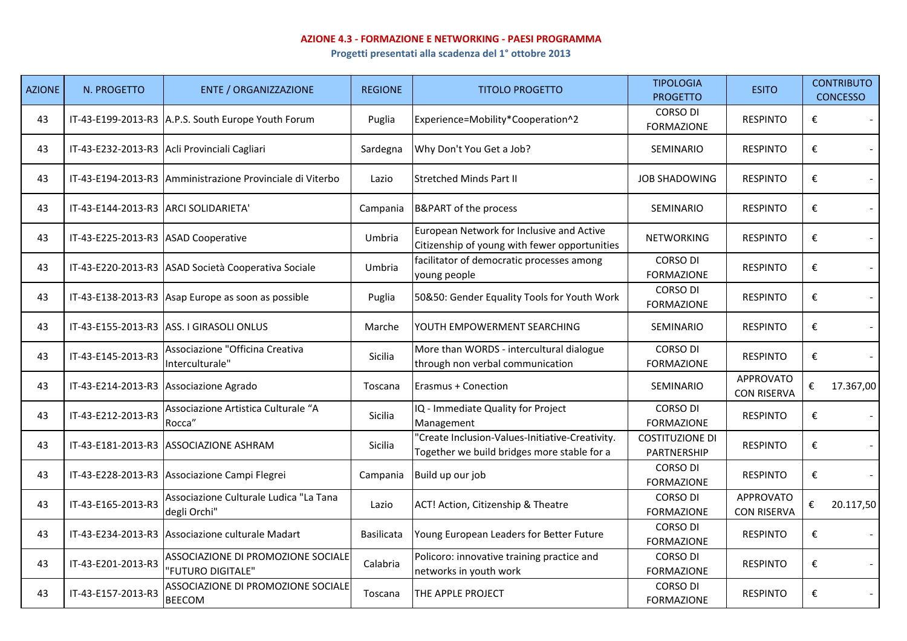**AZIONE 4.3 - FORMAZIONE E NETWORKING - PAESI PROGRAMMA**

**Progetti presentati alla scadenza del 1° ottobre 2013**

| AZIONE | N. PROGETTO | ENTE / ORGANIZZAZIONE | REGIONE | TITOLO PROGETTO | TIPOLOGIA PROGETTO | ESITO | CONTRIBUTO CONCESSO |
|---|---|---|---|---|---|---|---|
| 43 | IT-43-E199-2013-R3 | A.P.S. South Europe Youth Forum | Puglia | Experience=Mobility*Cooperation^2 | CORSO DI FORMAZIONE | RESPINTO | € - |
| 43 | IT-43-E232-2013-R3 | Acli Provinciali Cagliari | Sardegna | Why Don't You Get a Job? | SEMINARIO | RESPINTO | € - |
| 43 | IT-43-E194-2013-R3 | Amministrazione Provinciale di Viterbo | Lazio | Stretched Minds Part II | JOB SHADOWING | RESPINTO | € - |
| 43 | IT-43-E144-2013-R3 | ARCI SOLIDARIETA' | Campania | B&PART of the process | SEMINARIO | RESPINTO | € - |
| 43 | IT-43-E225-2013-R3 | ASAD Cooperative | Umbria | European Network for Inclusive and Active Citizenship of young with fewer opportunities | NETWORKING | RESPINTO | € - |
| 43 | IT-43-E220-2013-R3 | ASAD Società Cooperativa Sociale | Umbria | facilitator of democratic processes among young people | CORSO DI FORMAZIONE | RESPINTO | € - |
| 43 | IT-43-E138-2013-R3 | Asap Europe as soon as possible | Puglia | 50&50: Gender Equality Tools for Youth Work | CORSO DI FORMAZIONE | RESPINTO | € - |
| 43 | IT-43-E155-2013-R3 | ASS. I GIRASOLI ONLUS | Marche | YOUTH EMPOWERMENT SEARCHING | SEMINARIO | RESPINTO | € - |
| 43 | IT-43-E145-2013-R3 | Associazione "Officina Creativa Interculturale" | Sicilia | More than WORDS - intercultural dialogue through non verbal communication | CORSO DI FORMAZIONE | RESPINTO | € - |
| 43 | IT-43-E214-2013-R3 | Associazione Agrado | Toscana | Erasmus + Conection | SEMINARIO | APPROVATO CON RISERVA | € 17.367,00 |
| 43 | IT-43-E212-2013-R3 | Associazione Artistica Culturale "A Rocca" | Sicilia | IQ - Immediate Quality for Project Management | CORSO DI FORMAZIONE | RESPINTO | € - |
| 43 | IT-43-E181-2013-R3 | ASSOCIAZIONE ASHRAM | Sicilia | "Create Inclusion-Values-Initiative-Creativity. Together we build bridges more stable for a | COSTITUZIONE DI PARTNERSHIP | RESPINTO | € - |
| 43 | IT-43-E228-2013-R3 | Associazione Campi Flegrei | Campania | Build up our job | CORSO DI FORMAZIONE | RESPINTO | € - |
| 43 | IT-43-E165-2013-R3 | Associazione Culturale Ludica "La Tana degli Orchi" | Lazio | ACT! Action, Citizenship & Theatre | CORSO DI FORMAZIONE | APPROVATO CON RISERVA | € 20.117,50 |
| 43 | IT-43-E234-2013-R3 | Associazione culturale Madart | Basilicata | Young European Leaders for Better Future | CORSO DI FORMAZIONE | RESPINTO | € - |
| 43 | IT-43-E201-2013-R3 | ASSOCIAZIONE DI PROMOZIONE SOCIALE "FUTURO DIGITALE" | Calabria | Policoro: innovative training practice and networks in youth work | CORSO DI FORMAZIONE | RESPINTO | € - |
| 43 | IT-43-E157-2013-R3 | ASSOCIAZIONE DI PROMOZIONE SOCIALE BEECOM | Toscana | THE APPLE PROJECT | CORSO DI FORMAZIONE | RESPINTO | € - |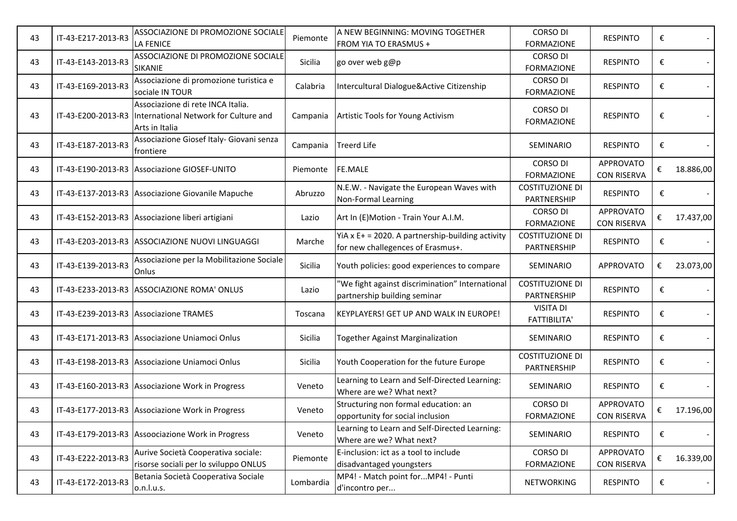| 43 | IT-43-E217-2013-R3 | ASSOCIAZIONE DI PROMOZIONE SOCIALE LA FENICE | Piemonte | A NEW BEGINNING: MOVING TOGETHER FROM YIA TO ERASMUS + | CORSO DI FORMAZIONE | RESPINTO | € | - |
|---|---|---|---|---|---|---|---|---|
| 43 | IT-43-E143-2013-R3 | ASSOCIAZIONE DI PROMOZIONE SOCIALE SIKANIE | Sicilia | go over web g@p | CORSO DI FORMAZIONE | RESPINTO | € | - |
| 43 | IT-43-E169-2013-R3 | Associazione di promozione turistica e sociale IN TOUR | Calabria | Intercultural Dialogue&Active Citizenship | CORSO DI FORMAZIONE | RESPINTO | € | - |
| 43 | IT-43-E200-2013-R3 | Associazione di rete INCA Italia. International Network for Culture and Arts in Italia | Campania | Artistic Tools for Young Activism | CORSO DI FORMAZIONE | RESPINTO | € | - |
| 43 | IT-43-E187-2013-R3 | Associazione Giosef Italy- Giovani senza frontiere | Campania | Treerd Life | SEMINARIO | RESPINTO | € | - |
| 43 | IT-43-E190-2013-R3 | Associazione GIOSEF-UNITO | Piemonte | FE.MALE | CORSO DI FORMAZIONE | APPROVATO CON RISERVA | € | 18.886,00 |
| 43 | IT-43-E137-2013-R3 | Associazione Giovanile Mapuche | Abruzzo | N.E.W. - Navigate the European Waves with Non-Formal Learning | COSTITUZIONE DI PARTNERSHIP | RESPINTO | € | - |
| 43 | IT-43-E152-2013-R3 | Associazione liberi artigiani | Lazio | Art In (E)Motion - Train Your A.I.M. | CORSO DI FORMAZIONE | APPROVATO CON RISERVA | € | 17.437,00 |
| 43 | IT-43-E203-2013-R3 | ASSOCIAZIONE NUOVI LINGUAGGI | Marche | YiA x E+ = 2020. A partnership-building activity for new challegences of Erasmus+. | COSTITUZIONE DI PARTNERSHIP | RESPINTO | € | - |
| 43 | IT-43-E139-2013-R3 | Associazione per la Mobilitazione Sociale Onlus | Sicilia | Youth policies: good experiences to compare | SEMINARIO | APPROVATO | € | 23.073,00 |
| 43 | IT-43-E233-2013-R3 | ASSOCIAZIONE ROMA' ONLUS | Lazio | "We fight against discrimination" International partnership building seminar | COSTITUZIONE DI PARTNERSHIP | RESPINTO | € | - |
| 43 | IT-43-E239-2013-R3 | Associazione TRAMES | Toscana | KEYPLAYERS! GET UP AND WALK IN EUROPE! | VISITA DI FATTIBILITA' | RESPINTO | € | - |
| 43 | IT-43-E171-2013-R3 | Associazione Uniamoci Onlus | Sicilia | Together Against Marginalization | SEMINARIO | RESPINTO | € | - |
| 43 | IT-43-E198-2013-R3 | Associazione Uniamoci Onlus | Sicilia | Youth Cooperation for the future Europe | COSTITUZIONE DI PARTNERSHIP | RESPINTO | € | - |
| 43 | IT-43-E160-2013-R3 | Associazione Work in Progress | Veneto | Learning to Learn and Self-Directed Learning: Where are we? What next? | SEMINARIO | RESPINTO | € | - |
| 43 | IT-43-E177-2013-R3 | Associazione Work in Progress | Veneto | Structuring non formal education: an opportunity for social inclusion | CORSO DI FORMAZIONE | APPROVATO CON RISERVA | € | 17.196,00 |
| 43 | IT-43-E179-2013-R3 | Assoociazione Work in Progress | Veneto | Learning to Learn and Self-Directed Learning: Where are we? What next? | SEMINARIO | RESPINTO | € | - |
| 43 | IT-43-E222-2013-R3 | Aurive Società Cooperativa sociale: risorse sociali per lo sviluppo ONLUS | Piemonte | E-inclusion: ict as a tool to include disadvantaged youngsters | CORSO DI FORMAZIONE | APPROVATO CON RISERVA | € | 16.339,00 |
| 43 | IT-43-E172-2013-R3 | Betania Società Cooperativa Sociale o.n.l.u.s. | Lombardia | MP4! - Match point for...MP4! - Punti d'incontro per... | NETWORKING | RESPINTO | € | - |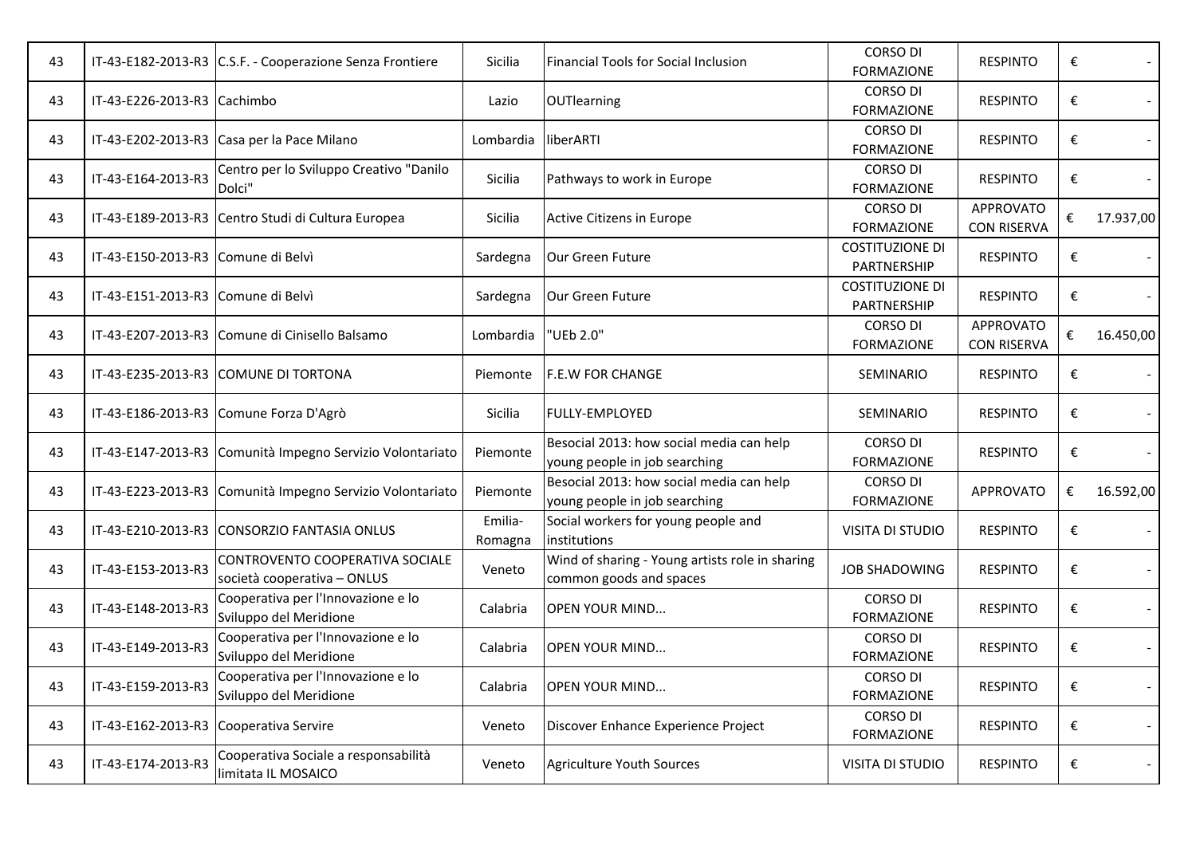| | | | | | | | | |
|---|---|---|---|---|---|---|---|---|
| 43 | IT-43-E182-2013-R3 | C.S.F. - Cooperazione Senza Frontiere | Sicilia | Financial Tools for Social Inclusion | CORSO DI FORMAZIONE | RESPINTO | € | - |
| 43 | IT-43-E226-2013-R3 | Cachimbo | Lazio | OUTlearning | CORSO DI FORMAZIONE | RESPINTO | € | - |
| 43 | IT-43-E202-2013-R3 | Casa per la Pace Milano | Lombardia | liberARTI | CORSO DI FORMAZIONE | RESPINTO | € | - |
| 43 | IT-43-E164-2013-R3 | Centro per lo Sviluppo Creativo "Danilo Dolci" | Sicilia | Pathways to work in Europe | CORSO DI FORMAZIONE | RESPINTO | € | - |
| 43 | IT-43-E189-2013-R3 | Centro Studi di Cultura Europea | Sicilia | Active Citizens in Europe | CORSO DI FORMAZIONE | APPROVATO CON RISERVA | € | 17.937,00 |
| 43 | IT-43-E150-2013-R3 | Comune di Belvì | Sardegna | Our Green Future | COSTITUZIONE DI PARTNERSHIP | RESPINTO | € | - |
| 43 | IT-43-E151-2013-R3 | Comune di Belvì | Sardegna | Our Green Future | COSTITUZIONE DI PARTNERSHIP | RESPINTO | € | - |
| 43 | IT-43-E207-2013-R3 | Comune di Cinisello Balsamo | Lombardia | "UEb 2.0" | CORSO DI FORMAZIONE | APPROVATO CON RISERVA | € | 16.450,00 |
| 43 | IT-43-E235-2013-R3 | COMUNE DI TORTONA | Piemonte | F.E.W FOR CHANGE | SEMINARIO | RESPINTO | € | - |
| 43 | IT-43-E186-2013-R3 | Comune Forza D'Agrò | Sicilia | FULLY-EMPLOYED | SEMINARIO | RESPINTO | € | - |
| 43 | IT-43-E147-2013-R3 | Comunità Impegno Servizio Volontariato | Piemonte | Besocial 2013: how social media can help young people in job searching | CORSO DI FORMAZIONE | RESPINTO | € | - |
| 43 | IT-43-E223-2013-R3 | Comunità Impegno Servizio Volontariato | Piemonte | Besocial 2013: how social media can help young people in job searching | CORSO DI FORMAZIONE | APPROVATO | € | 16.592,00 |
| 43 | IT-43-E210-2013-R3 | CONSORZIO FANTASIA ONLUS | Emilia-Romagna | Social workers for young people and institutions | VISITA DI STUDIO | RESPINTO | € | - |
| 43 | IT-43-E153-2013-R3 | CONTROVENTO COOPERATIVA SOCIALE società cooperativa – ONLUS | Veneto | Wind of sharing - Young artists role in sharing common goods and spaces | JOB SHADOWING | RESPINTO | € | - |
| 43 | IT-43-E148-2013-R3 | Cooperativa per l'Innovazione e lo Sviluppo del Meridione | Calabria | OPEN YOUR MIND... | CORSO DI FORMAZIONE | RESPINTO | € | - |
| 43 | IT-43-E149-2013-R3 | Cooperativa per l'Innovazione e lo Sviluppo del Meridione | Calabria | OPEN YOUR MIND... | CORSO DI FORMAZIONE | RESPINTO | € | - |
| 43 | IT-43-E159-2013-R3 | Cooperativa per l'Innovazione e lo Sviluppo del Meridione | Calabria | OPEN YOUR MIND... | CORSO DI FORMAZIONE | RESPINTO | € | - |
| 43 | IT-43-E162-2013-R3 | Cooperativa Servire | Veneto | Discover Enhance Experience Project | CORSO DI FORMAZIONE | RESPINTO | € | - |
| 43 | IT-43-E174-2013-R3 | Cooperativa Sociale a responsabilità limitata IL MOSAICO | Veneto | Agriculture Youth Sources | VISITA DI STUDIO | RESPINTO | € | - |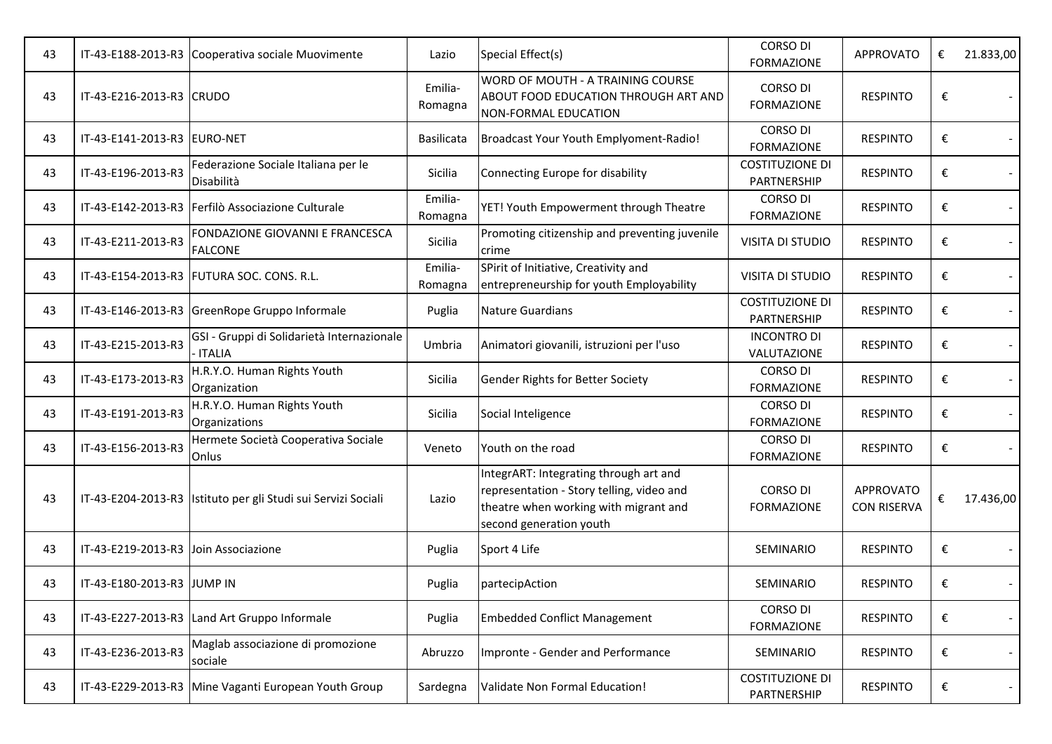| | | | | | | | |
|---|---|---|---|---|---|---|---|
| 43 | IT-43-E188-2013-R3 | Cooperativa sociale Muovimente | Lazio | Special Effect(s) | CORSO DI FORMAZIONE | APPROVATO | € 21.833,00 |
| 43 | IT-43-E216-2013-R3 | CRUDO | Emilia-Romagna | WORD OF MOUTH - A TRAINING COURSE ABOUT FOOD EDUCATION THROUGH ART AND NON-FORMAL EDUCATION | CORSO DI FORMAZIONE | RESPINTO | € - |
| 43 | IT-43-E141-2013-R3 | EURO-NET | Basilicata | Broadcast Your Youth Emplyoment-Radio! | CORSO DI FORMAZIONE | RESPINTO | € - |
| 43 | IT-43-E196-2013-R3 | Federazione Sociale Italiana per le Disabilità | Sicilia | Connecting Europe for disability | COSTITUZIONE DI PARTNERSHIP | RESPINTO | € - |
| 43 | IT-43-E142-2013-R3 | Ferfilò Associazione Culturale | Emilia-Romagna | YET! Youth Empowerment through Theatre | CORSO DI FORMAZIONE | RESPINTO | € - |
| 43 | IT-43-E211-2013-R3 | FONDAZIONE GIOVANNI E FRANCESCA FALCONE | Sicilia | Promoting citizenship and preventing juvenile crime | VISITA DI STUDIO | RESPINTO | € - |
| 43 | IT-43-E154-2013-R3 | FUTURA SOC. CONS. R.L. | Emilia-Romagna | SPirit of Initiative, Creativity and entrepreneurship for youth Employability | VISITA DI STUDIO | RESPINTO | € - |
| 43 | IT-43-E146-2013-R3 | GreenRope Gruppo Informale | Puglia | Nature Guardians | COSTITUZIONE DI PARTNERSHIP | RESPINTO | € - |
| 43 | IT-43-E215-2013-R3 | GSI - Gruppi di Solidarietà Internazionale - ITALIA | Umbria | Animatori giovanili, istruzioni per l'uso | INCONTRO DI VALUTAZIONE | RESPINTO | € - |
| 43 | IT-43-E173-2013-R3 | H.R.Y.O. Human Rights Youth Organization | Sicilia | Gender Rights for Better Society | CORSO DI FORMAZIONE | RESPINTO | € - |
| 43 | IT-43-E191-2013-R3 | H.R.Y.O. Human Rights Youth Organizations | Sicilia | Social Inteligence | CORSO DI FORMAZIONE | RESPINTO | € - |
| 43 | IT-43-E156-2013-R3 | Hermete Società Cooperativa Sociale Onlus | Veneto | Youth on the road | CORSO DI FORMAZIONE | RESPINTO | € - |
| 43 | IT-43-E204-2013-R3 | Istituto per gli Studi sui Servizi Sociali | Lazio | IntegrART: Integrating through art and representation - Story telling, video and theatre when working with migrant and second generation youth | CORSO DI FORMAZIONE | APPROVATO CON RISERVA | € 17.436,00 |
| 43 | IT-43-E219-2013-R3 | Join Associazione | Puglia | Sport 4 Life | SEMINARIO | RESPINTO | € - |
| 43 | IT-43-E180-2013-R3 | JUMP IN | Puglia | partecipAction | SEMINARIO | RESPINTO | € - |
| 43 | IT-43-E227-2013-R3 | Land Art Gruppo Informale | Puglia | Embedded Conflict Management | CORSO DI FORMAZIONE | RESPINTO | € - |
| 43 | IT-43-E236-2013-R3 | Maglab associazione di promozione sociale | Abruzzo | Impronte - Gender and Performance | SEMINARIO | RESPINTO | € - |
| 43 | IT-43-E229-2013-R3 | Mine Vaganti European Youth Group | Sardegna | Validate Non Formal Education! | COSTITUZIONE DI PARTNERSHIP | RESPINTO | € - |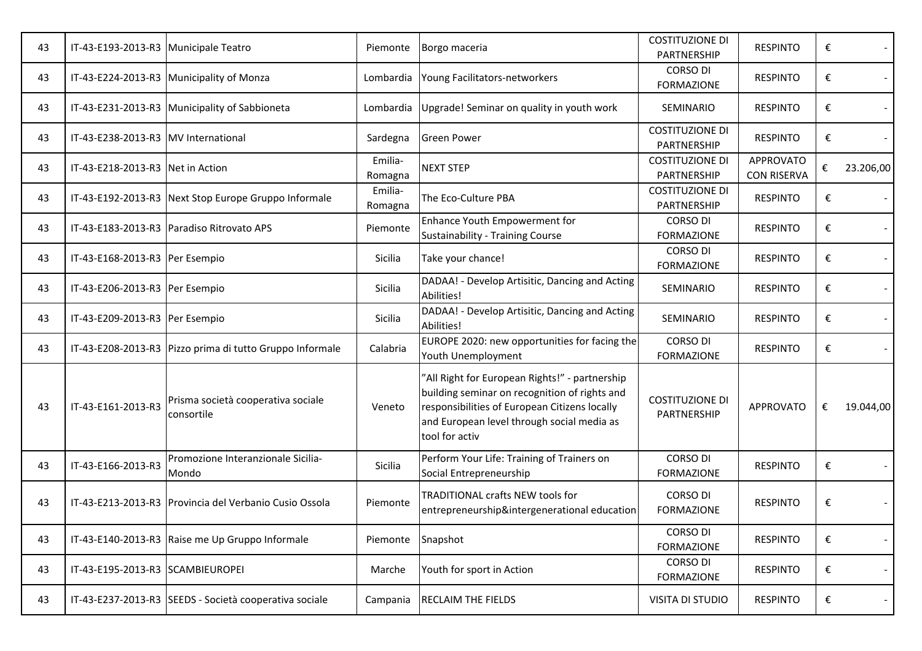| | | | | | | | | |
|---|---|---|---|---|---|---|---|---|
| 43 | IT-43-E193-2013-R3 | Municipale Teatro | Piemonte | Borgo maceria | COSTITUZIONE DI PARTNERSHIP | RESPINTO | € | - |
| 43 | IT-43-E224-2013-R3 | Municipality of Monza | Lombardia | Young Facilitators-networkers | CORSO DI FORMAZIONE | RESPINTO | € | - |
| 43 | IT-43-E231-2013-R3 | Municipality of Sabbioneta | Lombardia | Upgrade! Seminar on quality in youth work | SEMINARIO | RESPINTO | € | - |
| 43 | IT-43-E238-2013-R3 | MV International | Sardegna | Green Power | COSTITUZIONE DI PARTNERSHIP | RESPINTO | € | - |
| 43 | IT-43-E218-2013-R3 | Net in Action | Emilia-Romagna | NEXT STEP | COSTITUZIONE DI PARTNERSHIP | APPROVATO CON RISERVA | € | 23.206,00 |
| 43 | IT-43-E192-2013-R3 | Next Stop Europe Gruppo Informale | Emilia-Romagna | The Eco-Culture PBA | COSTITUZIONE DI PARTNERSHIP | RESPINTO | € | - |
| 43 | IT-43-E183-2013-R3 | Paradiso Ritrovato APS | Piemonte | Enhance Youth Empowerment for Sustainability - Training Course | CORSO DI FORMAZIONE | RESPINTO | € | - |
| 43 | IT-43-E168-2013-R3 | Per Esempio | Sicilia | Take your chance! | CORSO DI FORMAZIONE | RESPINTO | € | - |
| 43 | IT-43-E206-2013-R3 | Per Esempio | Sicilia | DADAA! - Develop Artisitic, Dancing and Acting Abilities! | SEMINARIO | RESPINTO | € | - |
| 43 | IT-43-E209-2013-R3 | Per Esempio | Sicilia | DADAA! - Develop Artisitic, Dancing and Acting Abilities! | SEMINARIO | RESPINTO | € | - |
| 43 | IT-43-E208-2013-R3 | Pizzo prima di tutto Gruppo Informale | Calabria | EUROPE 2020: new opportunities for facing the Youth Unemployment | CORSO DI FORMAZIONE | RESPINTO | € | - |
| 43 | IT-43-E161-2013-R3 | Prisma società cooperativa sociale consortile | Veneto | "All Right for European Rights!" - partnership building seminar on recognition of rights and responsibilities of European Citizens locally and European level through social media as tool for activ | COSTITUZIONE DI PARTNERSHIP | APPROVATO | € | 19.044,00 |
| 43 | IT-43-E166-2013-R3 | Promozione Interanzionale Sicilia-Mondo | Sicilia | Perform Your Life: Training of Trainers on Social Entrepreneurship | CORSO DI FORMAZIONE | RESPINTO | € | - |
| 43 | IT-43-E213-2013-R3 | Provincia del Verbanio Cusio Ossola | Piemonte | TRADITIONAL crafts NEW tools for entrepreneurship&intergenerational education | CORSO DI FORMAZIONE | RESPINTO | € | - |
| 43 | IT-43-E140-2013-R3 | Raise me Up Gruppo Informale | Piemonte | Snapshot | CORSO DI FORMAZIONE | RESPINTO | € | - |
| 43 | IT-43-E195-2013-R3 | SCAMBIEUROPEI | Marche | Youth for sport in Action | CORSO DI FORMAZIONE | RESPINTO | € | - |
| 43 | IT-43-E237-2013-R3 | SEEDS - Società cooperativa sociale | Campania | RECLAIM THE FIELDS | VISITA DI STUDIO | RESPINTO | € | - |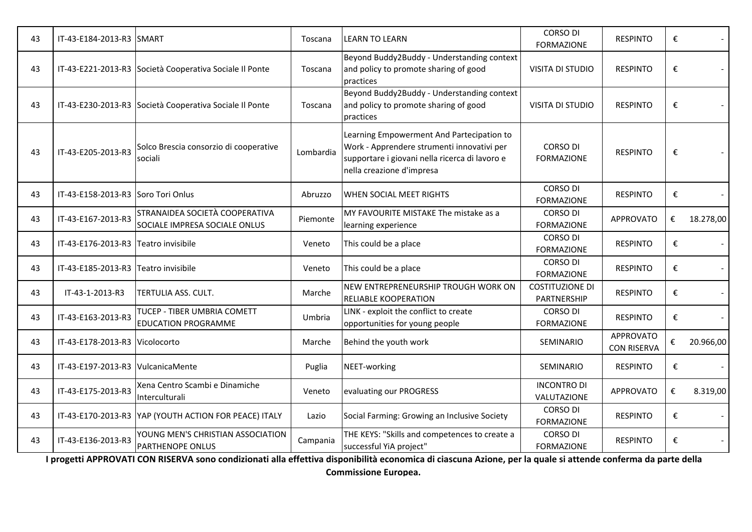| | | | | | | | | |
|---|---|---|---|---|---|---|---|---|
| 43 | IT-43-E184-2013-R3 | SMART | Toscana | LEARN TO LEARN | CORSO DI FORMAZIONE | RESPINTO | € | - |
| 43 | IT-43-E221-2013-R3 | Società Cooperativa Sociale Il Ponte | Toscana | Beyond Buddy2Buddy - Understanding context and policy to promote sharing of good practices | VISITA DI STUDIO | RESPINTO | € | - |
| 43 | IT-43-E230-2013-R3 | Società Cooperativa Sociale Il Ponte | Toscana | Beyond Buddy2Buddy - Understanding context and policy to promote sharing of good practices | VISITA DI STUDIO | RESPINTO | € | - |
| 43 | IT-43-E205-2013-R3 | Solco Brescia consorzio di cooperative sociali | Lombardia | Learning Empowerment And Partecipation to Work - Apprendere strumenti innovativi per supportare i giovani nella ricerca di lavoro e nella creazione d'impresa | CORSO DI FORMAZIONE | RESPINTO | € | - |
| 43 | IT-43-E158-2013-R3 | Soro Tori Onlus | Abruzzo | WHEN SOCIAL MEET RIGHTS | CORSO DI FORMAZIONE | RESPINTO | € | - |
| 43 | IT-43-E167-2013-R3 | STRANAIDEA SOCIETÀ COOPERATIVA SOCIALE IMPRESA SOCIALE ONLUS | Piemonte | MY FAVOURITE MISTAKE The mistake as a learning experience | CORSO DI FORMAZIONE | APPROVATO | € | 18.278,00 |
| 43 | IT-43-E176-2013-R3 | Teatro invisibile | Veneto | This could be a place | CORSO DI FORMAZIONE | RESPINTO | € | - |
| 43 | IT-43-E185-2013-R3 | Teatro invisibile | Veneto | This could be a place | CORSO DI FORMAZIONE | RESPINTO | € | - |
| 43 | IT-43-1-2013-R3 | TERTULIA ASS. CULT. | Marche | NEW ENTREPRENEURSHIP TROUGH WORK ON RELIABLE KOOPERATION | COSTITUZIONE DI PARTNERSHIP | RESPINTO | € | - |
| 43 | IT-43-E163-2013-R3 | TUCEP - TIBER UMBRIA COMETT EDUCATION PROGRAMME | Umbria | LINK - exploit the conflict to create opportunities for young people | CORSO DI FORMAZIONE | RESPINTO | € | - |
| 43 | IT-43-E178-2013-R3 | Vicolocorto | Marche | Behind the youth work | SEMINARIO | APPROVATO CON RISERVA | € | 20.966,00 |
| 43 | IT-43-E197-2013-R3 | VulcanicaMente | Puglia | NEET-working | SEMINARIO | RESPINTO | € | - |
| 43 | IT-43-E175-2013-R3 | Xena Centro Scambi e Dinamiche Interculturali | Veneto | evaluating our PROGRESS | INCONTRO DI VALUTAZIONE | APPROVATO | € | 8.319,00 |
| 43 | IT-43-E170-2013-R3 | YAP (YOUTH ACTION FOR PEACE) ITALY | Lazio | Social Farming: Growing an Inclusive Society | CORSO DI FORMAZIONE | RESPINTO | € | - |
| 43 | IT-43-E136-2013-R3 | YOUNG MEN'S CHRISTIAN ASSOCIATION PARTHENOPE ONLUS | Campania | THE KEYS: "Skills and competences to create a successful YiA project" | CORSO DI FORMAZIONE | RESPINTO | € | - |

**I progetti APPROVATI CON RISERVA sono condizionati alla effettiva disponibilità economica di ciascuna Azione, per la quale si attende conferma da parte della Commissione Europea.**